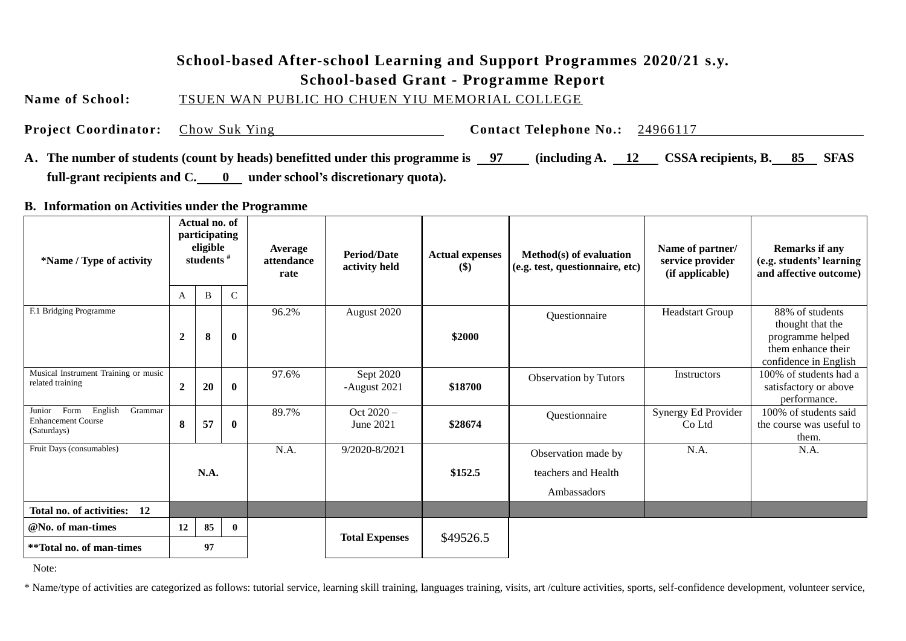# School-based After-school Learning and Support Programmes 2020/21 s.y.

## School-based Grant - Programme Report

**Name of School:** TSUEN WAN PUBLIC HO CHUEN YIU MEMORIAL COLLEGE

**Project Coordinator:** Chow Suk Ying **Contact Telephone No.:** 24966117

**A. The number of students (count by heads) benefitted under this programme is 97 (including A. 12 CSSA recipients, B. 85 SFAS full-grant recipients and C. 0 under school's discretionary quota).**

**B. Information on Activities under the Programme**

| *Name / Type of activity | Actual no. of participating eligible students # | | | Average attendance rate | Period/Date activity held | Actual expenses ($) | Method(s) of evaluation (e.g. test, questionnaire, etc) | Name of partner/ service provider (if applicable) | Remarks if any (e.g. students' learning and affective outcome) |
|---|---|---|---|---|---|---|---|---|---|
| | A | B | C | | | | | | |
| F.1 Bridging Programme | 2 | 8 | 0 | 96.2% | August 2020 | $2000 | Questionnaire | Headstart Group | 88% of students thought that the programme helped them enhance their confidence in English |
| Musical Instrument Training or music related training | 2 | 20 | 0 | 97.6% | Sept 2020 -August 2021 | $18700 | Observation by Tutors | Instructors | 100% of students had a satisfactory or above performance. |
| Junior Form English Grammar Enhancement Course (Saturdays) | 8 | 57 | 0 | 89.7% | Oct 2020 – June 2021 | $28674 | Questionnaire | Synergy Ed Provider Co Ltd | 100% of students said the course was useful to them. |
| Fruit Days (consumables) | N.A. | | | N.A. | 9/2020-8/2021 | $152.5 | Observation made by teachers and Health Ambassadors | N.A. | N.A. |
| **Total no. of activities: 12** | | | | | | | | | |
| **@No. of man-times** | 12 | 85 | 0 | | **Total Expenses** | $49526.5 | | | |
| **Total no. of man-times | 97 | | | | | | | | |

Note:

* Name/type of activities are categorized as follows: tutorial service, learning skill training, languages training, visits, art /culture activities, sports, self-confidence development, volunteer service,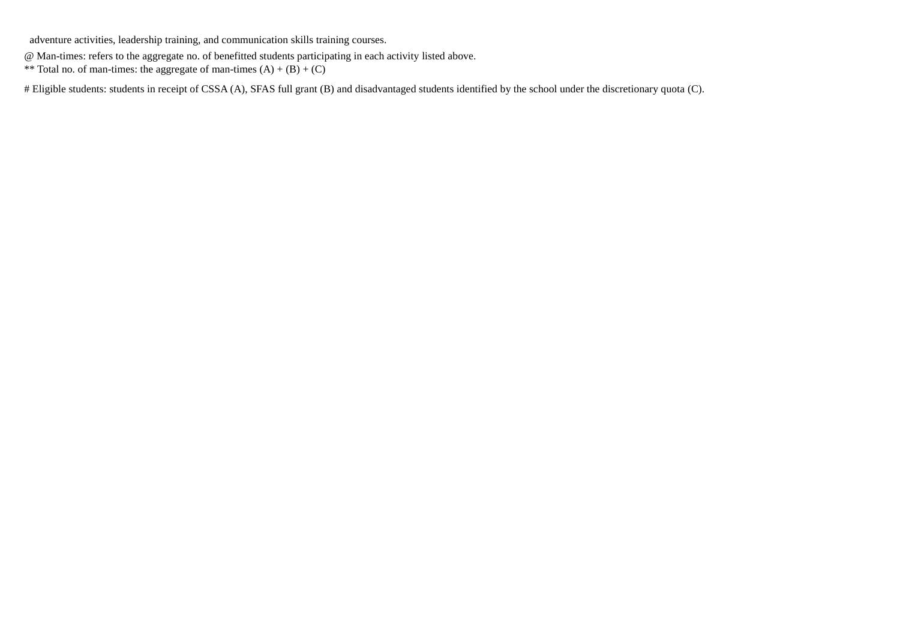adventure activities, leadership training, and communication skills training courses.

@ Man-times: refers to the aggregate no. of benefitted students participating in each activity listed above.

** Total no. of man-times: the aggregate of man-times (A) + (B) + (C)

# Eligible students: students in receipt of CSSA (A), SFAS full grant (B) and disadvantaged students identified by the school under the discretionary quota (C).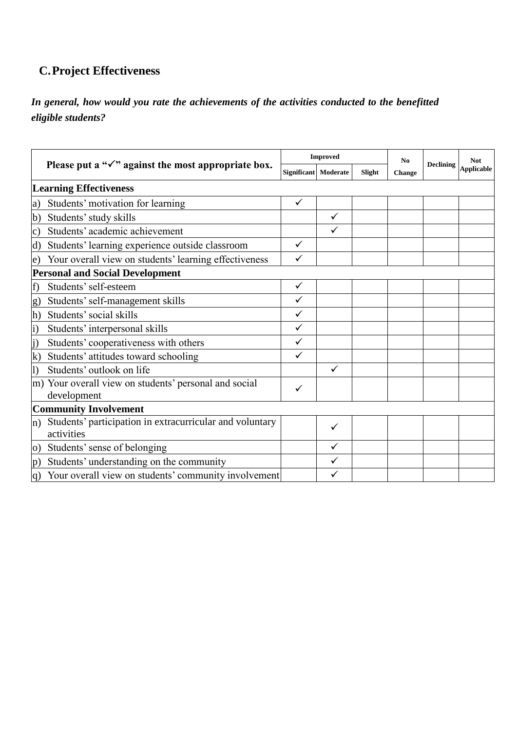## C. Project Effectiveness

***In general, how would you rate the achievements of the activities conducted to the benefitted eligible students?***

| Please put a "✓" against the most appropriate box. | Improved | | | No Change | Declining | Not Applicable |
|---|---|---|---|---|---|---|
| | Significant | Moderate | Slight | | | |
| **Learning Effectiveness** | | | | | | |
| a) Students' motivation for learning | ✓ | | | | | |
| b) Students' study skills | | ✓ | | | | |
| c) Students' academic achievement | | ✓ | | | | |
| d) Students' learning experience outside classroom | ✓ | | | | | |
| e) Your overall view on students' learning effectiveness | ✓ | | | | | |
| **Personal and Social Development** | | | | | | |
| f) Students' self-esteem | ✓ | | | | | |
| g) Students' self-management skills | ✓ | | | | | |
| h) Students' social skills | ✓ | | | | | |
| i) Students' interpersonal skills | ✓ | | | | | |
| j) Students' cooperativeness with others | ✓ | | | | | |
| k) Students' attitudes toward schooling | ✓ | | | | | |
| l) Students' outlook on life | | ✓ | | | | |
| m) Your overall view on students' personal and social development | ✓ | | | | | |
| **Community Involvement** | | | | | | |
| n) Students' participation in extracurricular and voluntary activities | | ✓ | | | | |
| o) Students' sense of belonging | | ✓ | | | | |
| p) Students' understanding on the community | | ✓ | | | | |
| q) Your overall view on students' community involvement | | ✓ | | | | |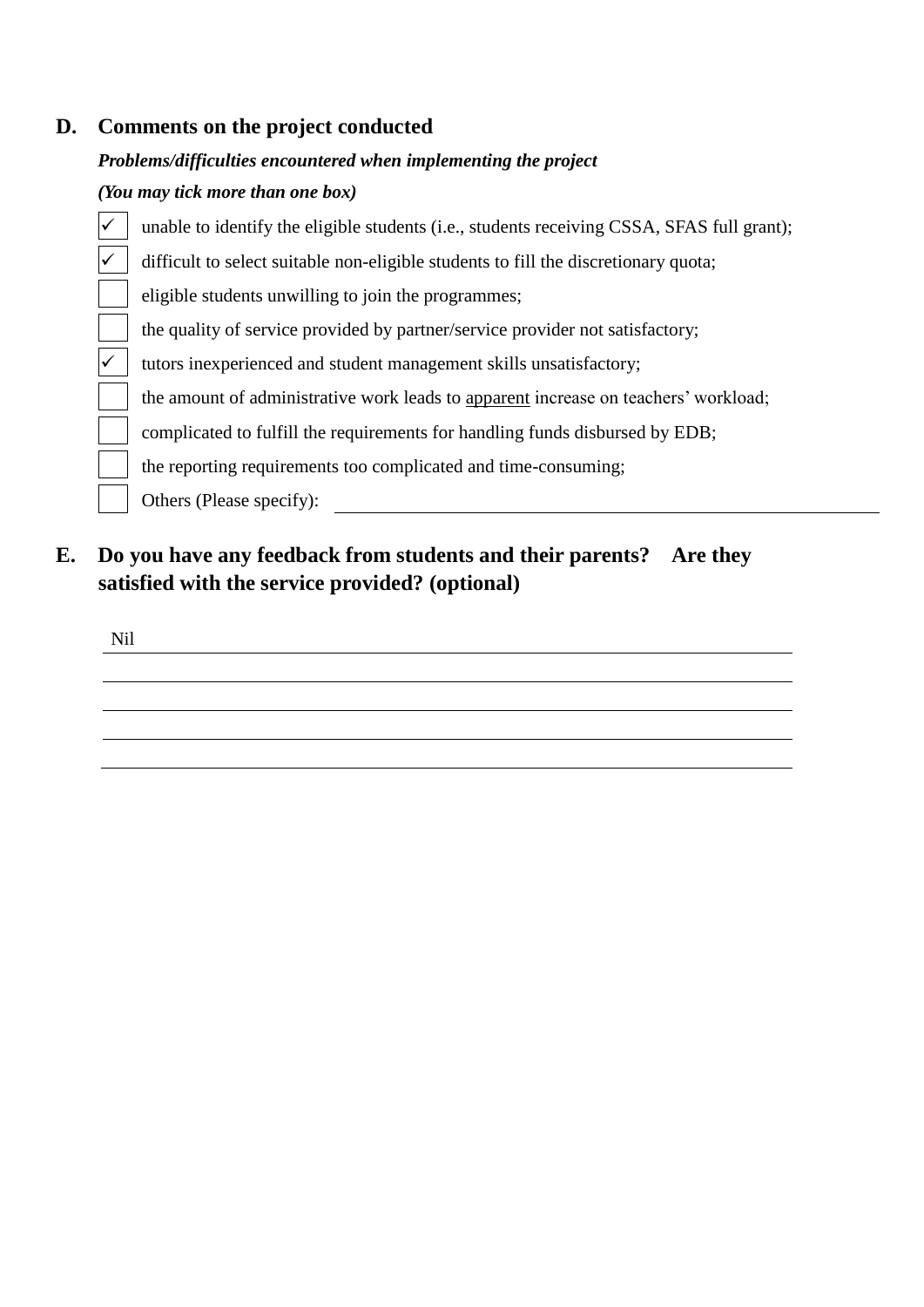## D. Comments on the project conducted

***Problems/difficulties encountered when implementing the project***

***(You may tick more than one box)***

- [x] unable to identify the eligible students (i.e., students receiving CSSA, SFAS full grant);
- [x] difficult to select suitable non-eligible students to fill the discretionary quota;
- [ ] eligible students unwilling to join the programmes;
- [ ] the quality of service provided by partner/service provider not satisfactory;
- [x] tutors inexperienced and student management skills unsatisfactory;
- [ ] the amount of administrative work leads to <u>apparent</u> increase on teachers' workload;
- [ ] complicated to fulfill the requirements for handling funds disbursed by EDB;
- [ ] the reporting requirements too complicated and time-consuming;
- [ ] Others (Please specify): ____________________

## E. Do you have any feedback from students and their parents? Are they satisfied with the service provided? (optional)

Nil